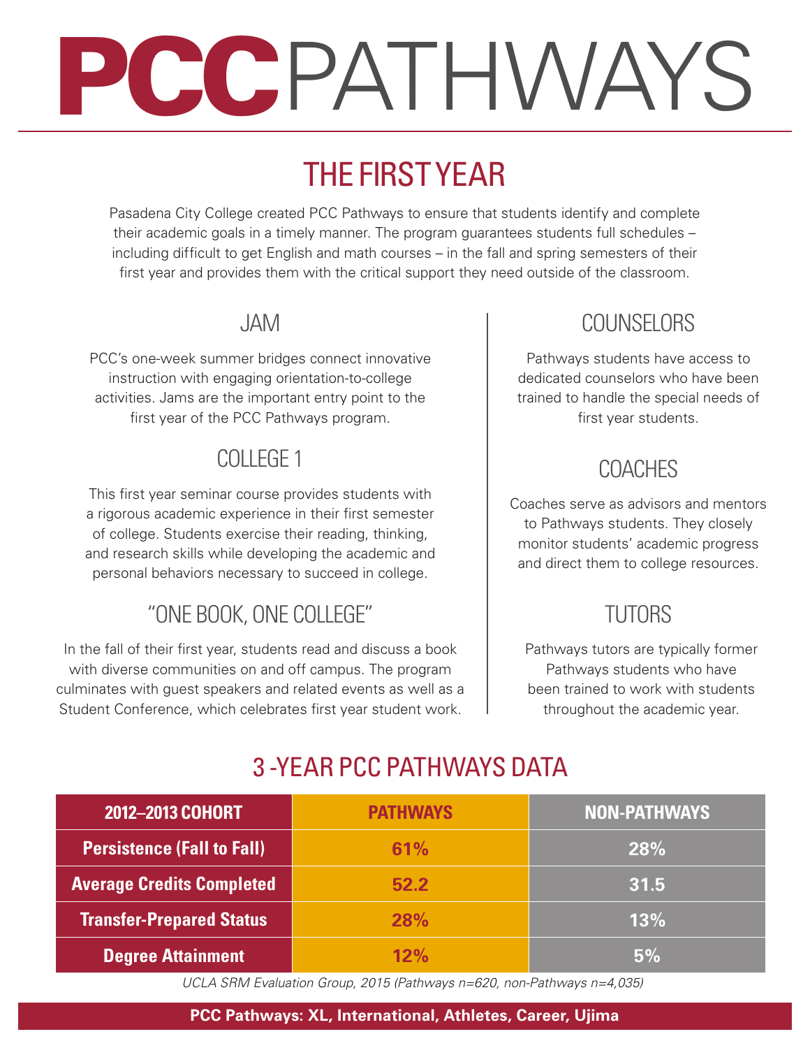# PCC PATHWAYS

## THE FIRST YEAR

Pasadena City College created PCC Pathways to ensure that students identify and complete their academic goals in a timely manner. The program guarantees students full schedules – including difficult to get English and math courses – in the fall and spring semesters of their first year and provides them with the critical support they need outside of the classroom.

### JAM

PCC's one-week summer bridges connect innovative instruction with engaging orientation-to-college activities. Jams are the important entry point to the first year of the PCC Pathways program.

### COLLEGE 1

This first year seminar course provides students with a rigorous academic experience in their first semester of college. Students exercise their reading, thinking, and research skills while developing the academic and personal behaviors necessary to succeed in college.

### "ONE BOOK, ONE COLLEGE"

In the fall of their first year, students read and discuss a book with diverse communities on and off campus. The program culminates with guest speakers and related events as well as a Student Conference, which celebrates first year student work.

### COUNSELORS

Pathways students have access to dedicated counselors who have been trained to handle the special needs of first year students.

### COACHES

Coaches serve as advisors and mentors to Pathways students. They closely monitor students' academic progress and direct them to college resources.

### TUTORS

Pathways tutors are typically former Pathways students who have been trained to work with students throughout the academic year.

## 3 -YEAR PCC PATHWAYS DATA

| 2012–2013 COHORT | PATHWAYS | NON-PATHWAYS |
|---|---|---|
| Persistence (Fall to Fall) | 61% | 28% |
| Average Credits Completed | 52.2 | 31.5 |
| Transfer-Prepared Status | 28% | 13% |
| Degree Attainment | 12% | 5% |

*UCLA SRM Evaluation Group, 2015 (Pathways n=620, non-Pathways n=4,035)*

**PCC Pathways: XL, International, Athletes, Career, Ujima**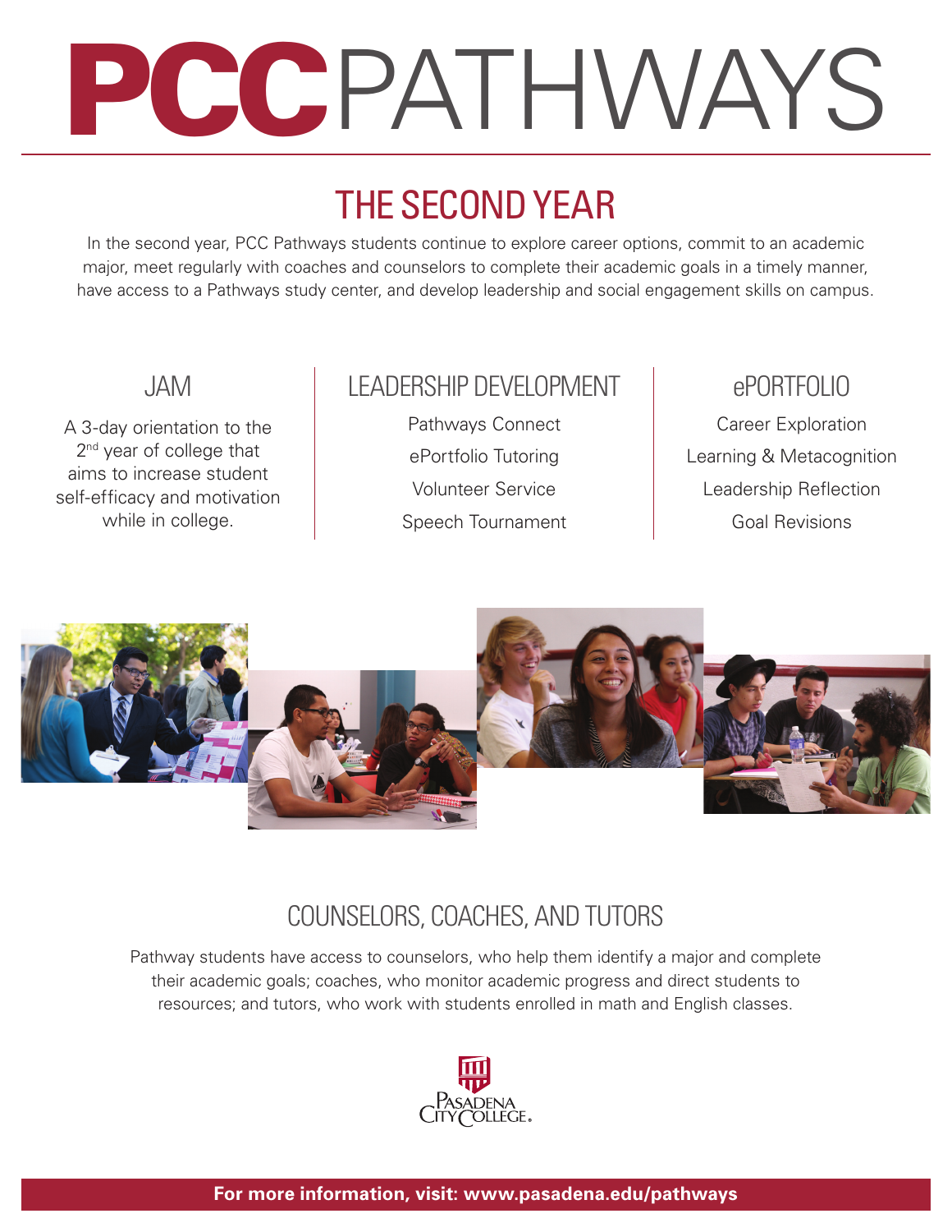# PCC PATHWAYS

## THE SECOND YEAR

In the second year, PCC Pathways students continue to explore career options, commit to an academic major, meet regularly with coaches and counselors to complete their academic goals in a timely manner, have access to a Pathways study center, and develop leadership and social engagement skills on campus.

### JAM

A 3-day orientation to the 2nd year of college that aims to increase student self-efficacy and motivation while in college.

### LEADERSHIP DEVELOPMENT

Pathways Connect

ePortfolio Tutoring

Volunteer Service

Speech Tournament

### ePORTFOLIO

Career Exploration

Learning & Metacognition

Leadership Reflection

Goal Revisions

### COUNSELORS, COACHES, AND TUTORS

Pathway students have access to counselors, who help them identify a major and complete their academic goals; coaches, who monitor academic progress and direct students to resources; and tutors, who work with students enrolled in math and English classes.

Pasadena City College

**For more information, visit: www.pasadena.edu/pathways**